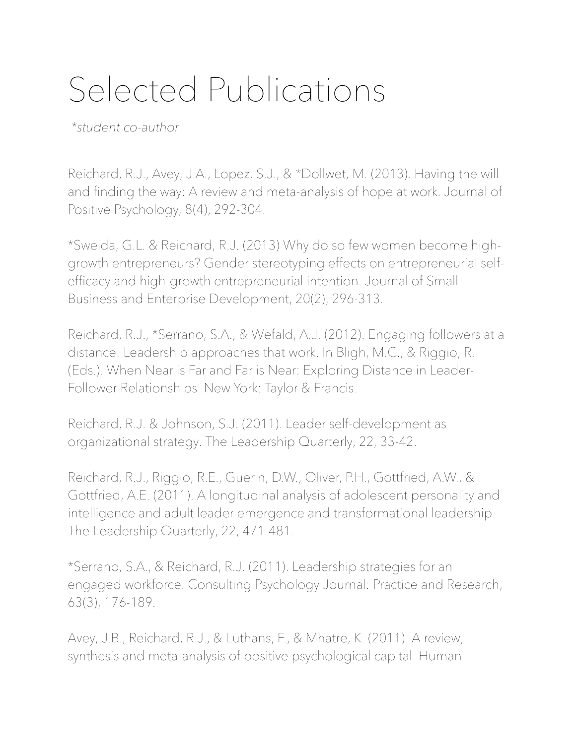# Selected Publications

*\*student co-author*

Reichard, R.J., Avey, J.A., Lopez, S.J., & *Dollwet, M. (2013). Having the will and finding the way: A review and meta-analysis of hope at work. Journal of Positive Psychology, 8(4), 292-304.

*Sweida, G.L. & Reichard, R.J. (2013) Why do so few women become high-growth entrepreneurs? Gender stereotyping effects on entrepreneurial self-efficacy and high-growth entrepreneurial intention. Journal of Small Business and Enterprise Development, 20(2), 296-313.

Reichard, R.J., *Serrano, S.A., & Wefald, A.J. (2012). Engaging followers at a distance: Leadership approaches that work. In Bligh, M.C., & Riggio, R. (Eds.). When Near is Far and Far is Near: Exploring Distance in Leader-Follower Relationships. New York: Taylor & Francis.

Reichard, R.J. & Johnson, S.J. (2011). Leader self-development as organizational strategy. The Leadership Quarterly, 22, 33-42.

Reichard, R.J., Riggio, R.E., Guerin, D.W., Oliver, P.H., Gottfried, A.W., & Gottfried, A.E. (2011). A longitudinal analysis of adolescent personality and intelligence and adult leader emergence and transformational leadership. The Leadership Quarterly, 22, 471-481.

*Serrano, S.A., & Reichard, R.J. (2011). Leadership strategies for an engaged workforce. Consulting Psychology Journal: Practice and Research, 63(3), 176-189.

Avey, J.B., Reichard, R.J., & Luthans, F., & Mhatre, K. (2011). A review, synthesis and meta-analysis of positive psychological capital. Human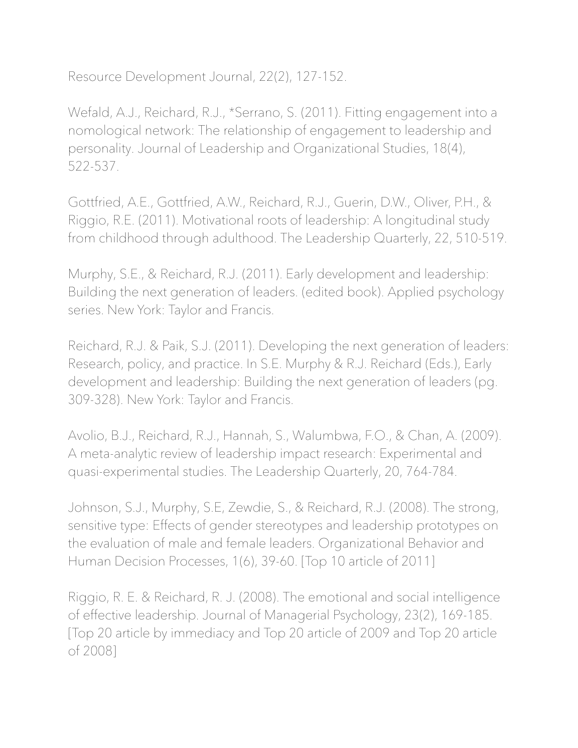Resource Development Journal, 22(2), 127-152.

Wefald, A.J., Reichard, R.J., *Serrano, S. (2011). Fitting engagement into a nomological network: The relationship of engagement to leadership and personality. Journal of Leadership and Organizational Studies, 18(4), 522-537.

Gottfried, A.E., Gottfried, A.W., Reichard, R.J., Guerin, D.W., Oliver, P.H., & Riggio, R.E. (2011). Motivational roots of leadership: A longitudinal study from childhood through adulthood. The Leadership Quarterly, 22, 510-519.

Murphy, S.E., & Reichard, R.J. (2011). Early development and leadership: Building the next generation of leaders. (edited book). Applied psychology series. New York: Taylor and Francis.

Reichard, R.J. & Paik, S.J. (2011). Developing the next generation of leaders: Research, policy, and practice. In S.E. Murphy & R.J. Reichard (Eds.), Early development and leadership: Building the next generation of leaders (pg. 309-328). New York: Taylor and Francis.

Avolio, B.J., Reichard, R.J., Hannah, S., Walumbwa, F.O., & Chan, A. (2009). A meta-analytic review of leadership impact research: Experimental and quasi-experimental studies. The Leadership Quarterly, 20, 764-784.

Johnson, S.J., Murphy, S.E, Zewdie, S., & Reichard, R.J. (2008). The strong, sensitive type: Effects of gender stereotypes and leadership prototypes on the evaluation of male and female leaders. Organizational Behavior and Human Decision Processes, 1(6), 39-60. [Top 10 article of 2011]

Riggio, R. E. & Reichard, R. J. (2008). The emotional and social intelligence of effective leadership. Journal of Managerial Psychology, 23(2), 169-185. [Top 20 article by immediacy and Top 20 article of 2009 and Top 20 article of 2008]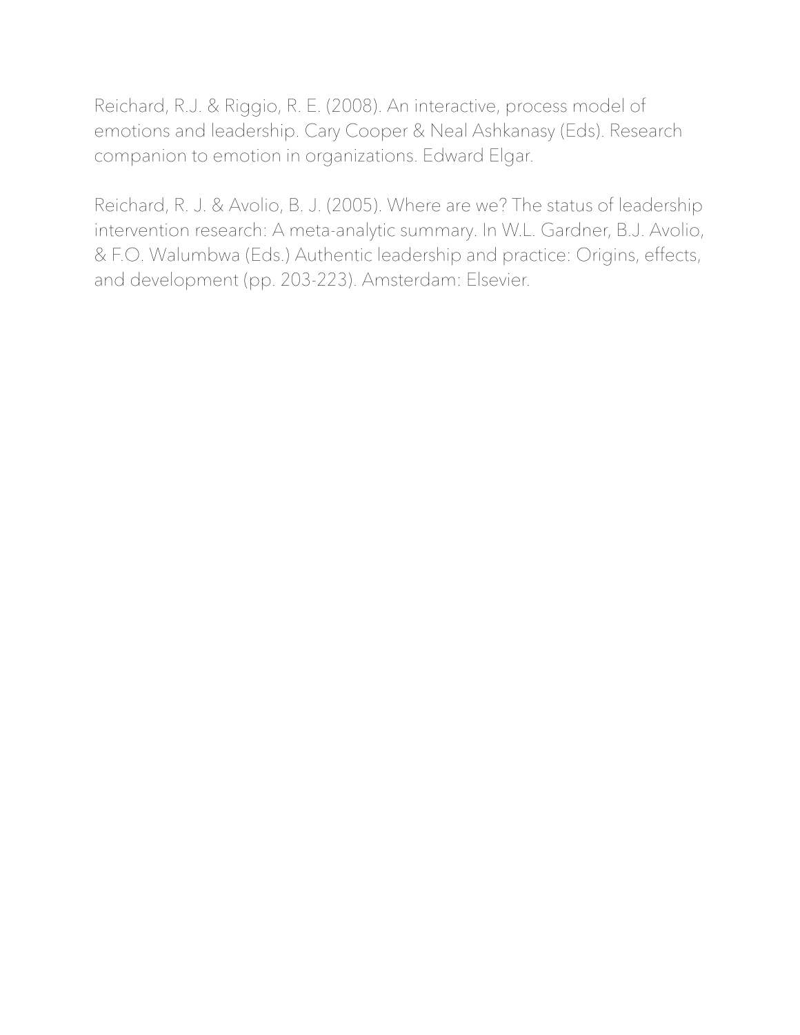Reichard, R.J. & Riggio, R. E. (2008). An interactive, process model of emotions and leadership. Cary Cooper & Neal Ashkanasy (Eds). Research companion to emotion in organizations. Edward Elgar.

Reichard, R. J. & Avolio, B. J. (2005). Where are we? The status of leadership intervention research: A meta-analytic summary. In W.L. Gardner, B.J. Avolio, & F.O. Walumbwa (Eds.) Authentic leadership and practice: Origins, effects, and development (pp. 203-223). Amsterdam: Elsevier.